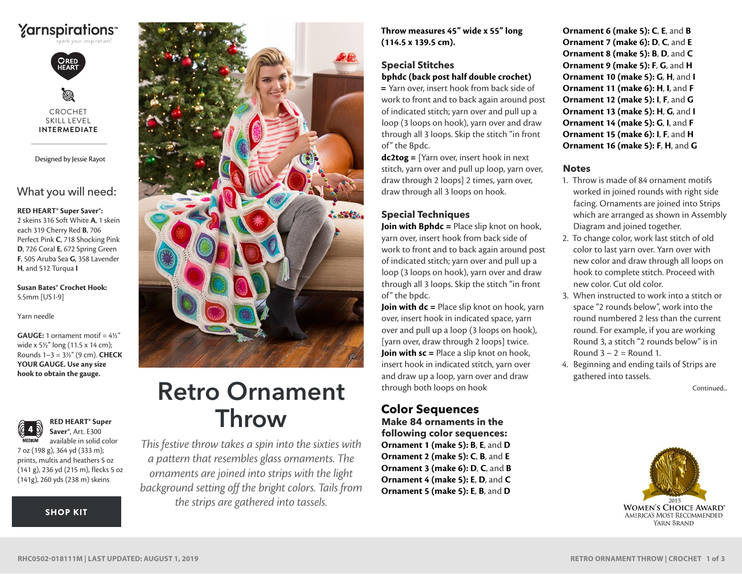Yarnspirations™
spark your inspiration!

RED HEART

CROCHET
SKILL LEVEL
**INTERMEDIATE**

Designed by Jessie Rayot

## What you will need:

**RED HEART® Super Saver®:** 2 skeins 316 Soft White **A**, 1 skein each 319 Cherry Red **B**, 706 Perfect Pink **C**, 718 Shocking Pink **D**, 726 Coral **E**, 672 Spring Green **F**, 505 Aruba Sea **G**, 358 Lavender **H**, and 512 Turqua **I**

**Susan Bates® Crochet Hook:** 5.5mm [US I-9]

Yarn needle

**GAUGE:** 1 ornament motif = 4½" wide x 5½" long (11.5 x 14 cm); Rounds 1–3 = 3½" (9 cm). **CHECK YOUR GAUGE. Use any size hook to obtain the gauge.**

4 MEDIUM

**RED HEART® Super Saver®**, Art. E300 available in solid color 7 oz (198 g), 364 yd (333 m); prints, multis and heathers 5 oz (141 g), 236 yd (215 m), flecks 5 oz (141g), 260 yds (238 m) skeins

**SHOP KIT**

# Retro Ornament Throw

*This festive throw takes a spin into the sixties with a pattern that resembles glass ornaments. The ornaments are joined into strips with the light background setting off the bright colors. Tails from the strips are gathered into tassels.*

**Throw measures 45" wide x 55" long (114.5 x 139.5 cm).**

## Special Stitches

**bphdc (back post half double crochet) =** Yarn over, insert hook from back side of work to front and to back again around post of indicated stitch; yarn over and pull up a loop (3 loops on hook), yarn over and draw through all 3 loops. Skip the stitch "in front of" the Bpdc.

**dc2tog =** [Yarn over, insert hook in next stitch, yarn over and pull up loop, yarn over, draw through 2 loops] 2 times, yarn over, draw through all 3 loops on hook.

## Special Techniques

**Join with Bphdc =** Place slip knot on hook, yarn over, insert hook from back side of work to front and to back again around post of indicated stitch; yarn over and pull up a loop (3 loops on hook), yarn over and draw through all 3 loops. Skip the stitch "in front of" the bphdc.

**Join with dc =** Place slip knot on hook, yarn over, insert hook in indicated space, yarn over and pull up a loop (3 loops on hook), [yarn over, draw through 2 loops] twice.

**Join with sc =** Place a slip knot on hook, insert hook in indicated stitch, yarn over and draw up a loop, yarn over and draw through both loops on hook

## Color Sequences

**Make 84 ornaments in the following color sequences:**

**Ornament 1 (make 5): B**, **E**, and **D**
**Ornament 2 (make 5): C**, **B**, and **E**
**Ornament 3 (make 6): D**, **C**, and **B**
**Ornament 4 (make 5): E**, **D**, and **C**
**Ornament 5 (make 5): E**, **B**, and **D**
**Ornament 6 (make 5): C**, **E**, and **B**
**Ornament 7 (make 6): D**, **C**, and **E**
**Ornament 8 (make 5): B**, **D**, and **C**
**Ornament 9 (make 5): F**, **G**, and **H**
**Ornament 10 (make 5): G**, **H**, and **I**
**Ornament 11 (make 6): H**, **I**, and **F**
**Ornament 12 (make 5): I**, **F**, and **G**
**Ornament 13 (make 5): H**, **G**, and **I**
**Ornament 14 (make 5): G**, **I**, and **F**
**Ornament 15 (make 6): I**, **F**, and **H**
**Ornament 16 (make 5): F**, **H**, and **G**

## Notes

1. Throw is made of 84 ornament motifs worked in joined rounds with right side facing. Ornaments are joined into Strips which are arranged as shown in Assembly Diagram and joined together.
2. To change color, work last stitch of old color to last yarn over. Yarn over with new color and draw through all loops on hook to complete stitch. Proceed with new color. Cut old color.
3. When instructed to work into a stitch or space "2 rounds below", work into the round numbered 2 less than the current round. For example, if you are working Round 3, a stitch "2 rounds below" is in Round 3 – 2 = Round 1.
4. Beginning and ending tails of Strips are gathered into tassels.

Continued...

2015
WOMEN'S CHOICE AWARD®
AMERICA'S MOST RECOMMENDED
YARN BRAND

RHC0502-018111M | LAST UPDATED: AUGUST 1, 2019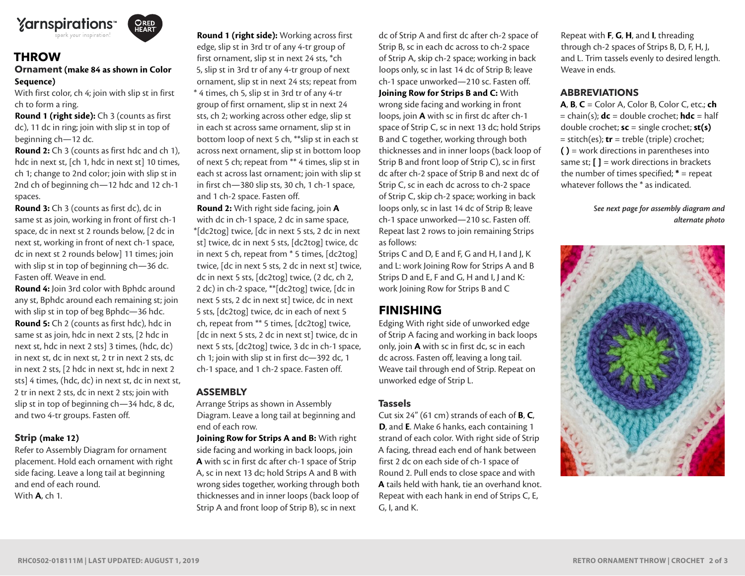## THROW

### Ornament (make 84 as shown in Color Sequence)

With first color, ch 4; join with slip st in first ch to form a ring.

**Round 1 (right side):** Ch 3 (counts as first dc), 11 dc in ring; join with slip st in top of beginning ch—12 dc.

**Round 2:** Ch 3 (counts as first hdc and ch 1), hdc in next st, [ch 1, hdc in next st] 10 times, ch 1; change to 2nd color; join with slip st in 2nd ch of beginning ch—12 hdc and 12 ch-1 spaces.

**Round 3:** Ch 3 (counts as first dc), dc in same st as join, working in front of first ch-1 space, dc in next st 2 rounds below, [2 dc in next st, working in front of next ch-1 space, dc in next st 2 rounds below] 11 times; join with slip st in top of beginning ch—36 dc. Fasten off. Weave in end.

**Round 4:** Join 3rd color with Bphdc around any st, Bphdc around each remaining st; join with slip st in top of beg Bphdc—36 hdc.

**Round 5:** Ch 2 (counts as first hdc), hdc in same st as join, hdc in next 2 sts, [2 hdc in next st, hdc in next 2 sts] 3 times, (hdc, dc) in next st, dc in next st, 2 tr in next 2 sts, dc in next 2 sts, [2 hdc in next st, hdc in next 2 sts] 4 times, (hdc, dc) in next st, dc in next st, 2 tr in next 2 sts, dc in next 2 sts; join with slip st in top of beginning ch—34 hdc, 8 dc, and two 4-tr groups. Fasten off.

### Strip (make 12)

Refer to Assembly Diagram for ornament placement. Hold each ornament with right side facing. Leave a long tail at beginning and end of each round.

With **A**, ch 1.

**Round 1 (right side):** Working across first edge, slip st in 3rd tr of any 4-tr group of first ornament, slip st in next 24 sts, *ch 5, slip st in 3rd tr of any 4-tr group of next ornament, slip st in next 24 sts; repeat from * 4 times, ch 5, slip st in 3rd tr of any 4-tr group of first ornament, slip st in next 24 sts, ch 2; working across other edge, slip st in each st across same ornament, slip st in bottom loop of next 5 ch, **slip st in each st across next ornament, slip st in bottom loop of next 5 ch; repeat from ** 4 times, slip st in each st across last ornament; join with slip st in first ch—380 slip sts, 30 ch, 1 ch-1 space, and 1 ch-2 space. Fasten off.

**Round 2:** With right side facing, join **A** with dc in ch-1 space, 2 dc in same space, *[dc2tog] twice, [dc in next 5 sts, 2 dc in next st] twice, dc in next 5 sts, [dc2tog] twice, dc in next 5 ch, repeat from * 5 times, [dc2tog] twice, [dc in next 5 sts, 2 dc in next st] twice, dc in next 5 sts, [dc2tog] twice, (2 dc, ch 2, 2 dc) in ch-2 space, **[dc2tog] twice, [dc in next 5 sts, 2 dc in next st] twice, dc in next 5 sts, [dc2tog] twice, dc in each of next 5 ch, repeat from ** 5 times, [dc2tog] twice, [dc in next 5 sts, 2 dc in next st] twice, dc in next 5 sts, [dc2tog] twice, 3 dc in ch-1 space, ch 1; join with slip st in first dc—392 dc, 1 ch-1 space, and 1 ch-2 space. Fasten off.

### ASSEMBLY

Arrange Strips as shown in Assembly Diagram. Leave a long tail at beginning and end of each row.

**Joining Row for Strips A and B:** With right side facing and working in back loops, join **A** with sc in first dc after ch-1 space of Strip A, sc in next 13 dc; hold Strips A and B with wrong sides together, working through both thicknesses and in inner loops (back loop of Strip A and front loop of Strip B), sc in next dc of Strip A and first dc after ch-2 space of Strip B, sc in each dc across to ch-2 space of Strip A, skip ch-2 space; working in back loops only, sc in last 14 dc of Strip B; leave ch-1 space unworked—210 sc. Fasten off.

**Joining Row for Strips B and C:** With wrong side facing and working in front loops, join **A** with sc in first dc after ch-1 space of Strip C, sc in next 13 dc; hold Strips B and C together, working through both thicknesses and in inner loops (back loop of Strip B and front loop of Strip C), sc in first dc after ch-2 space of Strip B and next dc of Strip C, sc in each dc across to ch-2 space of Strip C, skip ch-2 space; working in back loops only, sc in last 14 dc of Strip B; leave ch-1 space unworked—210 sc. Fasten off.

Repeat last 2 rows to join remaining Strips as follows:

Strips C and D, E and F, G and H, I and J, K and L: work Joining Row for Strips A and B

Strips D and E, F and G, H and I, J and K: work Joining Row for Strips B and C

## FINISHING

Edging With right side of unworked edge of Strip A facing and working in back loops only, join **A** with sc in first dc, sc in each dc across. Fasten off, leaving a long tail. Weave tail through end of Strip. Repeat on unworked edge of Strip L.

### Tassels

Cut six 24" (61 cm) strands of each of **B**, **C**, **D**, and **E**. Make 6 hanks, each containing 1 strand of each color. With right side of Strip A facing, thread each end of hank between first 2 dc on each side of ch-1 space of Round 2. Pull ends to close space and with **A** tails held with hank, tie an overhand knot. Repeat with each hank in end of Strips C, E, G, I, and K.

Repeat with **F**, **G**, **H**, and **I**, threading through ch-2 spaces of Strips B, D, F, H, J, and L. Trim tassels evenly to desired length. Weave in ends.

### ABBREVIATIONS

**A**, **B**, **C** = Color A, Color B, Color C, etc.; **ch** = chain(s); **dc** = double crochet; **hdc** = half double crochet; **sc** = single crochet; **st(s)** = stitch(es); **tr** = treble (triple) crochet; **( )** = work directions in parentheses into same st; **[ ]** = work directions in brackets the number of times specified; ***** = repeat whatever follows the * as indicated.

*See next page for assembly diagram and alternate photo*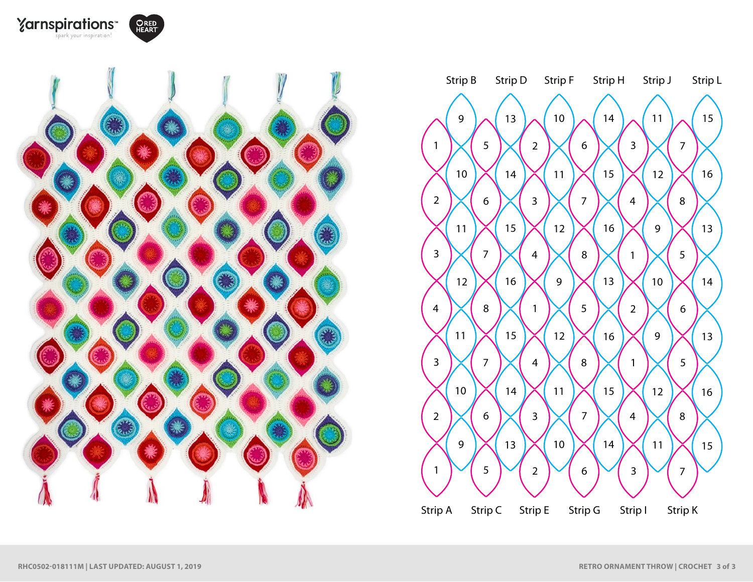Strip B Strip D Strip F Strip H Strip J Strip L

9 13 10 14 11 15

1 5 2 6 3 7

10 14 11 15 12 16

2 6 3 7 4 8

11 15 12 16 9 13

3 7 4 8 1 5

12 16 9 13 10 14

4 8 1 5 2 6

11 15 12 16 9 13

3 7 4 8 1 5

10 14 11 15 12 16

2 6 3 7 4 8

9 13 10 14 11 15

1 5 2 6 3 7

Strip A Strip C Strip E Strip G Strip I Strip K